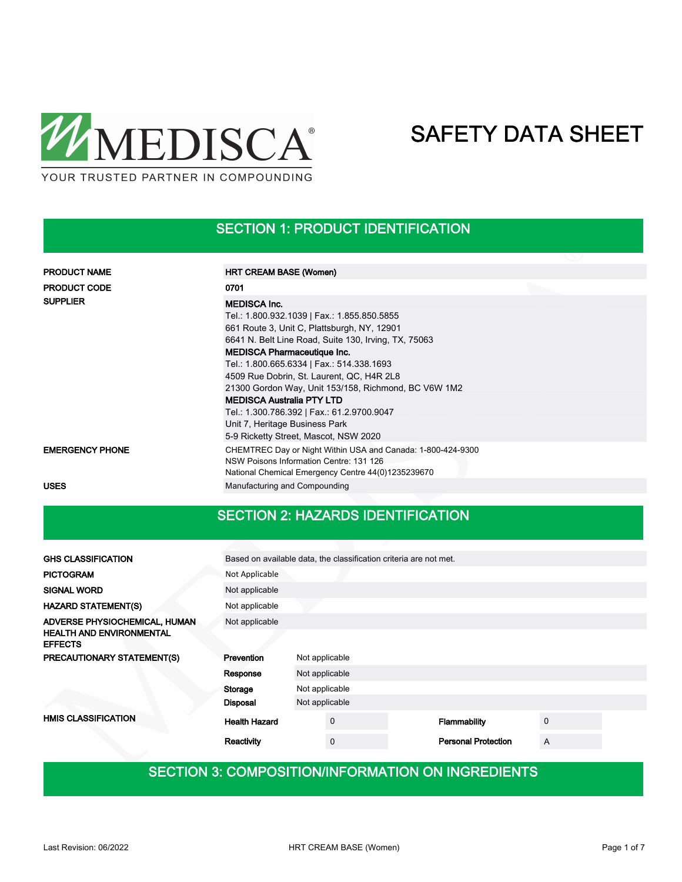MEDISCA®

YOUR TRUSTED PARTNER IN COMPOUNDING

# SAFETY DATA SHEET

## SECTION 1: PRODUCT IDENTIFICATION

| | |
|---|---|
| **PRODUCT NAME** | **HRT CREAM BASE (Women)** |
| **PRODUCT CODE** | **0701** |
| **SUPPLIER** | **MEDISCA Inc.**<br>Tel.: 1.800.932.1039 \| Fax.: 1.855.850.5855<br>661 Route 3, Unit C, Plattsburgh, NY, 12901<br>6641 N. Belt Line Road, Suite 130, Irving, TX, 75063<br>**MEDISCA Pharmaceutique Inc.**<br>Tel.: 1.800.665.6334 \| Fax.: 514.338.1693<br>4509 Rue Dobrin, St. Laurent, QC, H4R 2L8<br>21300 Gordon Way, Unit 153/158, Richmond, BC V6W 1M2<br>**MEDISCA Australia PTY LTD**<br>Tel.: 1.300.786.392 \| Fax.: 61.2.9700.9047<br>Unit 7, Heritage Business Park<br>5-9 Ricketty Street, Mascot, NSW 2020 |
| **EMERGENCY PHONE** | CHEMTREC Day or Night Within USA and Canada: 1-800-424-9300<br>NSW Poisons Information Centre: 131 126<br>National Chemical Emergency Centre 44(0)1235239670 |
| **USES** | Manufacturing and Compounding |

## SECTION 2: HAZARDS IDENTIFICATION

| | |
|---|---|
| **GHS CLASSIFICATION** | Based on available data, the classification criteria are not met. |
| **PICTOGRAM** | Not Applicable |
| **SIGNAL WORD** | Not applicable |
| **HAZARD STATEMENT(S)** | Not applicable |
| **ADVERSE PHYSIOCHEMICAL, HUMAN HEALTH AND ENVIRONMENTAL EFFECTS** | Not applicable |

**PRECAUTIONARY STATEMENT(S)**

| | |
|---|---|
| **Prevention** | Not applicable |
| **Response** | Not applicable |
| **Storage** | Not applicable |
| **Disposal** | Not applicable |

**HMIS CLASSIFICATION**

| | | | |
|---|---|---|---|
| **Health Hazard** | 0 | **Flammability** | 0 |
| **Reactivity** | 0 | **Personal Protection** | A |

## SECTION 3: COMPOSITION/INFORMATION ON INGREDIENTS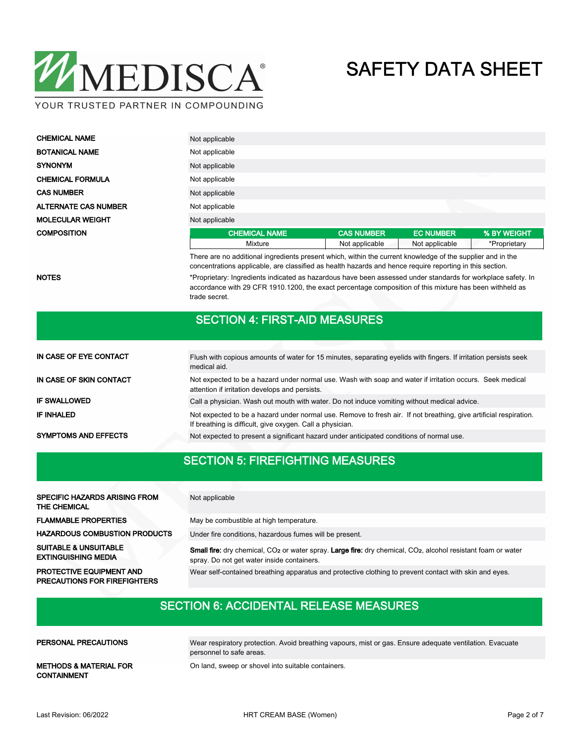| | |
|---|---|
| CHEMICAL NAME | Not applicable |
| BOTANICAL NAME | Not applicable |
| SYNONYM | Not applicable |
| CHEMICAL FORMULA | Not applicable |
| CAS NUMBER | Not applicable |
| ALTERNATE CAS NUMBER | Not applicable |
| MOLECULAR WEIGHT | Not applicable |

**COMPOSITION**

| CHEMICAL NAME | CAS NUMBER | EC NUMBER | % BY WEIGHT |
|---|---|---|---|
| Mixture | Not applicable | Not applicable | *Proprietary |

There are no additional ingredients present which, within the current knowledge of the supplier and in the concentrations applicable, are classified as health hazards and hence require reporting in this section.

**NOTES**

*Proprietary: Ingredients indicated as hazardous have been assessed under standards for workplace safety. In accordance with 29 CFR 1910.1200, the exact percentage composition of this mixture has been withheld as trade secret.

## SECTION 4: FIRST-AID MEASURES

| | |
|---|---|
| IN CASE OF EYE CONTACT | Flush with copious amounts of water for 15 minutes, separating eyelids with fingers. If irritation persists seek medical aid. |
| IN CASE OF SKIN CONTACT | Not expected to be a hazard under normal use. Wash with soap and water if irritation occurs. Seek medical attention if irritation develops and persists. |
| IF SWALLOWED | Call a physician. Wash out mouth with water. Do not induce vomiting without medical advice. |
| IF INHALED | Not expected to be a hazard under normal use. Remove to fresh air. If not breathing, give artificial respiration. If breathing is difficult, give oxygen. Call a physician. |
| SYMPTOMS AND EFFECTS | Not expected to present a significant hazard under anticipated conditions of normal use. |

## SECTION 5: FIREFIGHTING MEASURES

| | |
|---|---|
| SPECIFIC HAZARDS ARISING FROM THE CHEMICAL | Not applicable |
| FLAMMABLE PROPERTIES | May be combustible at high temperature. |
| HAZARDOUS COMBUSTION PRODUCTS | Under fire conditions, hazardous fumes will be present. |
| SUITABLE & UNSUITABLE EXTINGUISHING MEDIA | **Small fire:** dry chemical, $CO_2$ or water spray. **Large fire:** dry chemical, $CO_2$, alcohol resistant foam or water spray. Do not get water inside containers. |
| PROTECTIVE EQUIPMENT AND PRECAUTIONS FOR FIREFIGHTERS | Wear self-contained breathing apparatus and protective clothing to prevent contact with skin and eyes. |

## SECTION 6: ACCIDENTAL RELEASE MEASURES

| | |
|---|---|
| PERSONAL PRECAUTIONS | Wear respiratory protection. Avoid breathing vapours, mist or gas. Ensure adequate ventilation. Evacuate personnel to safe areas. |
| METHODS & MATERIAL FOR CONTAINMENT | On land, sweep or shovel into suitable containers. |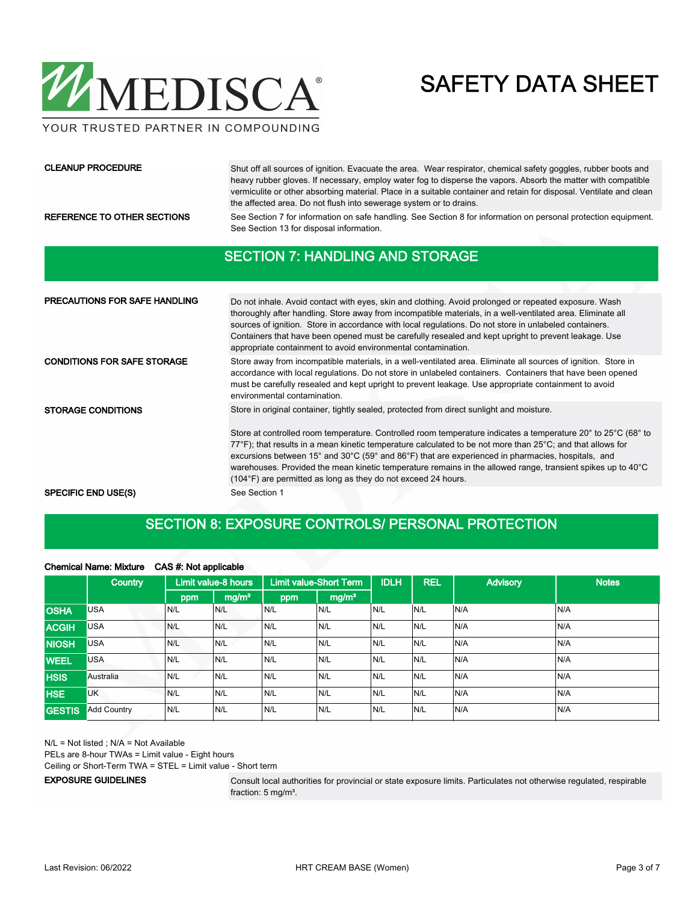**CLEANUP PROCEDURE**

Shut off all sources of ignition. Evacuate the area. Wear respirator, chemical safety goggles, rubber boots and heavy rubber gloves. If necessary, employ water fog to disperse the vapors. Absorb the matter with compatible vermiculite or other absorbing material. Place in a suitable container and retain for disposal. Ventilate and clean the affected area. Do not flush into sewerage system or to drains.

**REFERENCE TO OTHER SECTIONS**

See Section 7 for information on safe handling. See Section 8 for information on personal protection equipment. See Section 13 for disposal information.

## SECTION 7: HANDLING AND STORAGE

**PRECAUTIONS FOR SAFE HANDLING**

Do not inhale. Avoid contact with eyes, skin and clothing. Avoid prolonged or repeated exposure. Wash thoroughly after handling. Store away from incompatible materials, in a well-ventilated area. Eliminate all sources of ignition. Store in accordance with local regulations. Do not store in unlabeled containers. Containers that have been opened must be carefully resealed and kept upright to prevent leakage. Use appropriate containment to avoid environmental contamination.

**CONDITIONS FOR SAFE STORAGE**

Store away from incompatible materials, in a well-ventilated area. Eliminate all sources of ignition. Store in accordance with local regulations. Do not store in unlabeled containers. Containers that have been opened must be carefully resealed and kept upright to prevent leakage. Use appropriate containment to avoid environmental contamination.

**STORAGE CONDITIONS**

Store in original container, tightly sealed, protected from direct sunlight and moisture.

Store at controlled room temperature. Controlled room temperature indicates a temperature 20° to 25°C (68° to 77°F); that results in a mean kinetic temperature calculated to be not more than 25°C; and that allows for excursions between 15° and 30°C (59° and 86°F) that are experienced in pharmacies, hospitals, and warehouses. Provided the mean kinetic temperature remains in the allowed range, transient spikes up to 40°C (104°F) are permitted as long as they do not exceed 24 hours.

**SPECIFIC END USE(S)**

See Section 1

## SECTION 8: EXPOSURE CONTROLS/ PERSONAL PROTECTION

**Chemical Name: Mixture    CAS #: Not applicable**

| | Country | Limit value-8 hours | | Limit value-Short Term | | IDLH | REL | Advisory | Notes |
|---|---|---|---|---|---|---|---|---|---|
| | | ppm | mg/m³ | ppm | mg/m³ | | | | |
| **OSHA** | USA | N/L | N/L | N/L | N/L | N/L | N/L | N/A | N/A |
| **ACGIH** | USA | N/L | N/L | N/L | N/L | N/L | N/L | N/A | N/A |
| **NIOSH** | USA | N/L | N/L | N/L | N/L | N/L | N/L | N/A | N/A |
| **WEEL** | USA | N/L | N/L | N/L | N/L | N/L | N/L | N/A | N/A |
| **HSIS** | Australia | N/L | N/L | N/L | N/L | N/L | N/L | N/A | N/A |
| **HSE** | UK | N/L | N/L | N/L | N/L | N/L | N/L | N/A | N/A |
| **GESTIS** | Add Country | N/L | N/L | N/L | N/L | N/L | N/L | N/A | N/A |

N/L = Not listed ; N/A = Not Available

PELs are 8-hour TWAs = Limit value - Eight hours

Ceiling or Short-Term TWA = STEL = Limit value - Short term

**EXPOSURE GUIDELINES**

Consult local authorities for provincial or state exposure limits. Particulates not otherwise regulated, respirable fraction: 5 mg/m³.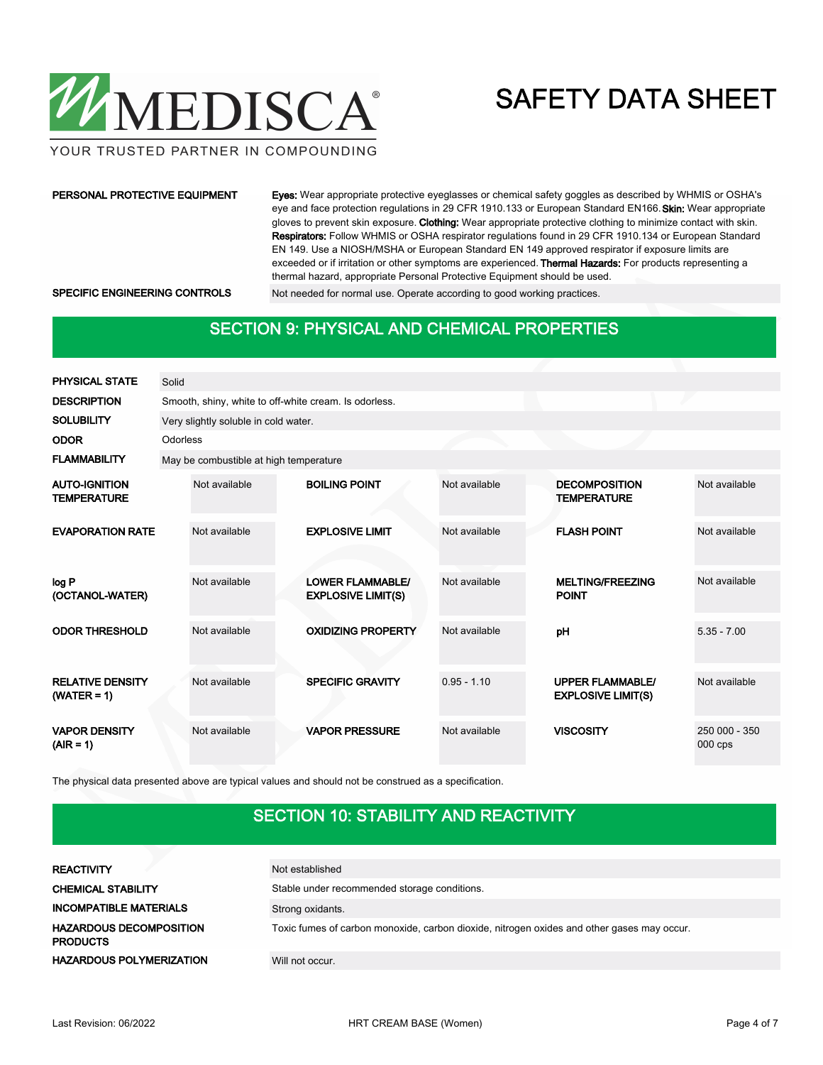| | |
|---|---|
| **PERSONAL PROTECTIVE EQUIPMENT** | **Eyes:** Wear appropriate protective eyeglasses or chemical safety goggles as described by WHMIS or OSHA's eye and face protection regulations in 29 CFR 1910.133 or European Standard EN166. **Skin:** Wear appropriate gloves to prevent skin exposure. **Clothing:** Wear appropriate protective clothing to minimize contact with skin. **Respirators:** Follow WHMIS or OSHA respirator regulations found in 29 CFR 1910.134 or European Standard EN 149. Use a NIOSH/MSHA or European Standard EN 149 approved respirator if exposure limits are exceeded or if irritation or other symptoms are experienced. **Thermal Hazards:** For products representing a thermal hazard, appropriate Personal Protective Equipment should be used. |
| **SPECIFIC ENGINEERING CONTROLS** | Not needed for normal use. Operate according to good working practices. |

## SECTION 9: PHYSICAL AND CHEMICAL PROPERTIES

| | |
|---|---|
| **PHYSICAL STATE** | Solid |
| **DESCRIPTION** | Smooth, shiny, white to off-white cream. Is odorless. |
| **SOLUBILITY** | Very slightly soluble in cold water. |
| **ODOR** | Odorless |
| **FLAMMABILITY** | May be combustible at high temperature |

| | | | | | |
|---|---|---|---|---|---|
| **AUTO-IGNITION TEMPERATURE** | Not available | **BOILING POINT** | Not available | **DECOMPOSITION TEMPERATURE** | Not available |
| **EVAPORATION RATE** | Not available | **EXPLOSIVE LIMIT** | Not available | **FLASH POINT** | Not available |
| **log P (OCTANOL-WATER)** | Not available | **LOWER FLAMMABLE/ EXPLOSIVE LIMIT(S)** | Not available | **MELTING/FREEZING POINT** | Not available |
| **ODOR THRESHOLD** | Not available | **OXIDIZING PROPERTY** | Not available | **pH** | 5.35 - 7.00 |
| **RELATIVE DENSITY (WATER = 1)** | Not available | **SPECIFIC GRAVITY** | 0.95 - 1.10 | **UPPER FLAMMABLE/ EXPLOSIVE LIMIT(S)** | Not available |
| **VAPOR DENSITY (AIR = 1)** | Not available | **VAPOR PRESSURE** | Not available | **VISCOSITY** | 250 000 - 350 000 cps |

The physical data presented above are typical values and should not be construed as a specification.

## SECTION 10: STABILITY AND REACTIVITY

| | |
|---|---|
| **REACTIVITY** | Not established |
| **CHEMICAL STABILITY** | Stable under recommended storage conditions. |
| **INCOMPATIBLE MATERIALS** | Strong oxidants. |
| **HAZARDOUS DECOMPOSITION PRODUCTS** | Toxic fumes of carbon monoxide, carbon dioxide, nitrogen oxides and other gases may occur. |
| **HAZARDOUS POLYMERIZATION** | Will not occur. |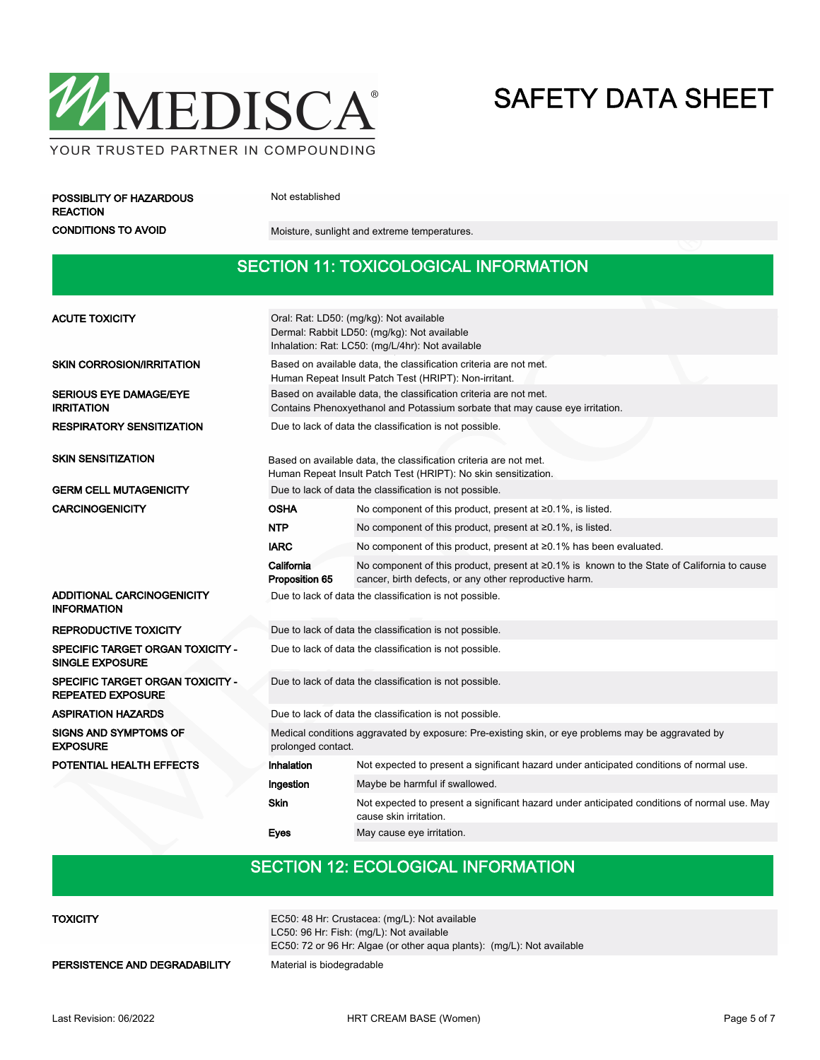| | |
|---|---|
| **POSSIBLITY OF HAZARDOUS REACTION** | Not established |
| **CONDITIONS TO AVOID** | Moisture, sunlight and extreme temperatures. |

## SECTION 11: TOXICOLOGICAL INFORMATION

| | | |
|---|---|---|
| **ACUTE TOXICITY** | Oral: Rat: LD50: (mg/kg): Not available<br>Dermal: Rabbit LD50: (mg/kg): Not available<br>Inhalation: Rat: LC50: (mg/L/4hr): Not available | |
| **SKIN CORROSION/IRRITATION** | Based on available data, the classification criteria are not met.<br>Human Repeat Insult Patch Test (HRIPT): Non-irritant. | |
| **SERIOUS EYE DAMAGE/EYE IRRITATION** | Based on available data, the classification criteria are not met.<br>Contains Phenoxyethanol and Potassium sorbate that may cause eye irritation. | |
| **RESPIRATORY SENSITIZATION** | Due to lack of data the classification is not possible. | |
| **SKIN SENSITIZATION** | Based on available data, the classification criteria are not met.<br>Human Repeat Insult Patch Test (HRIPT): No skin sensitization. | |
| **GERM CELL MUTAGENICITY** | Due to lack of data the classification is not possible. | |
| **CARCINOGENICITY** | **OSHA** | No component of this product, present at ≥0.1%, is listed. |
| | **NTP** | No component of this product, present at ≥0.1%, is listed. |
| | **IARC** | No component of this product, present at ≥0.1% has been evaluated. |
| | **California Proposition 65** | No component of this product, present at ≥0.1% is known to the State of California to cause cancer, birth defects, or any other reproductive harm. |
| **ADDITIONAL CARCINOGENICITY INFORMATION** | Due to lack of data the classification is not possible. | |
| **REPRODUCTIVE TOXICITY** | Due to lack of data the classification is not possible. | |
| **SPECIFIC TARGET ORGAN TOXICITY - SINGLE EXPOSURE** | Due to lack of data the classification is not possible. | |
| **SPECIFIC TARGET ORGAN TOXICITY - REPEATED EXPOSURE** | Due to lack of data the classification is not possible. | |
| **ASPIRATION HAZARDS** | Due to lack of data the classification is not possible. | |
| **SIGNS AND SYMPTOMS OF EXPOSURE** | Medical conditions aggravated by exposure: Pre-existing skin, or eye problems may be aggravated by prolonged contact. | |
| **POTENTIAL HEALTH EFFECTS** | **Inhalation** | Not expected to present a significant hazard under anticipated conditions of normal use. |
| | **Ingestion** | Maybe be harmful if swallowed. |
| | **Skin** | Not expected to present a significant hazard under anticipated conditions of normal use. May cause skin irritation. |
| | **Eyes** | May cause eye irritation. |

## SECTION 12: ECOLOGICAL INFORMATION

| | |
|---|---|
| **TOXICITY** | EC50: 48 Hr: Crustacea: (mg/L): Not available<br>LC50: 96 Hr: Fish: (mg/L): Not available<br>EC50: 72 or 96 Hr: Algae (or other aqua plants): (mg/L): Not available |
| **PERSISTENCE AND DEGRADABILITY** | Material is biodegradable |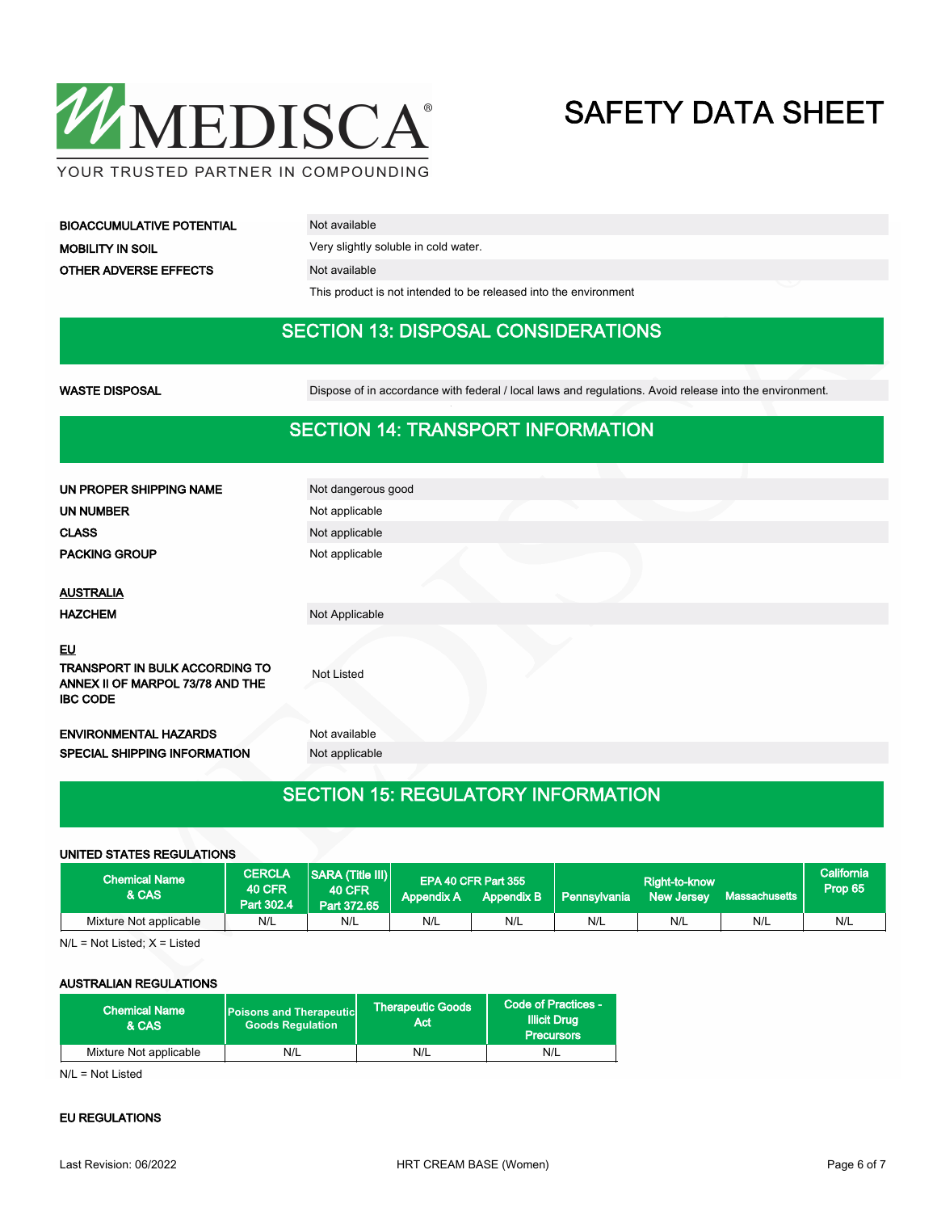| | |
|---|---|
| **BIOACCUMULATIVE POTENTIAL** | Not available |
| **MOBILITY IN SOIL** | Very slightly soluble in cold water. |
| **OTHER ADVERSE EFFECTS** | Not available |
| | This product is not intended to be released into the environment |

## SECTION 13: DISPOSAL CONSIDERATIONS

| | |
|---|---|
| **WASTE DISPOSAL** | Dispose of in accordance with federal / local laws and regulations. Avoid release into the environment. |

## SECTION 14: TRANSPORT INFORMATION

| | |
|---|---|
| **UN PROPER SHIPPING NAME** | Not dangerous good |
| **UN NUMBER** | Not applicable |
| **CLASS** | Not applicable |
| **PACKING GROUP** | Not applicable |

**AUSTRALIA**

| | |
|---|---|
| **HAZCHEM** | Not Applicable |

**EU**

| | |
|---|---|
| **TRANSPORT IN BULK ACCORDING TO ANNEX II OF MARPOL 73/78 AND THE IBC CODE** | Not Listed |
| **ENVIRONMENTAL HAZARDS** | Not available |
| **SPECIAL SHIPPING INFORMATION** | Not applicable |

## SECTION 15: REGULATORY INFORMATION

**UNITED STATES REGULATIONS**

| Chemical Name & CAS | CERCLA 40 CFR Part 302.4 | SARA (Title III) 40 CFR Part 372.65 | EPA 40 CFR Part 355 Appendix A | EPA 40 CFR Part 355 Appendix B | Right-to-know Pennsylvania | Right-to-know New Jersey | Right-to-know Massachusetts | California Prop 65 |
|---|---|---|---|---|---|---|---|---|
| Mixture Not applicable | N/L | N/L | N/L | N/L | N/L | N/L | N/L | N/L |

N/L = Not Listed; X = Listed

**AUSTRALIAN REGULATIONS**

| Chemical Name & CAS | Poisons and Therapeutic Goods Regulation | Therapeutic Goods Act | Code of Practices - Illicit Drug Precursors |
|---|---|---|---|
| Mixture Not applicable | N/L | N/L | N/L |

N/L = Not Listed

**EU REGULATIONS**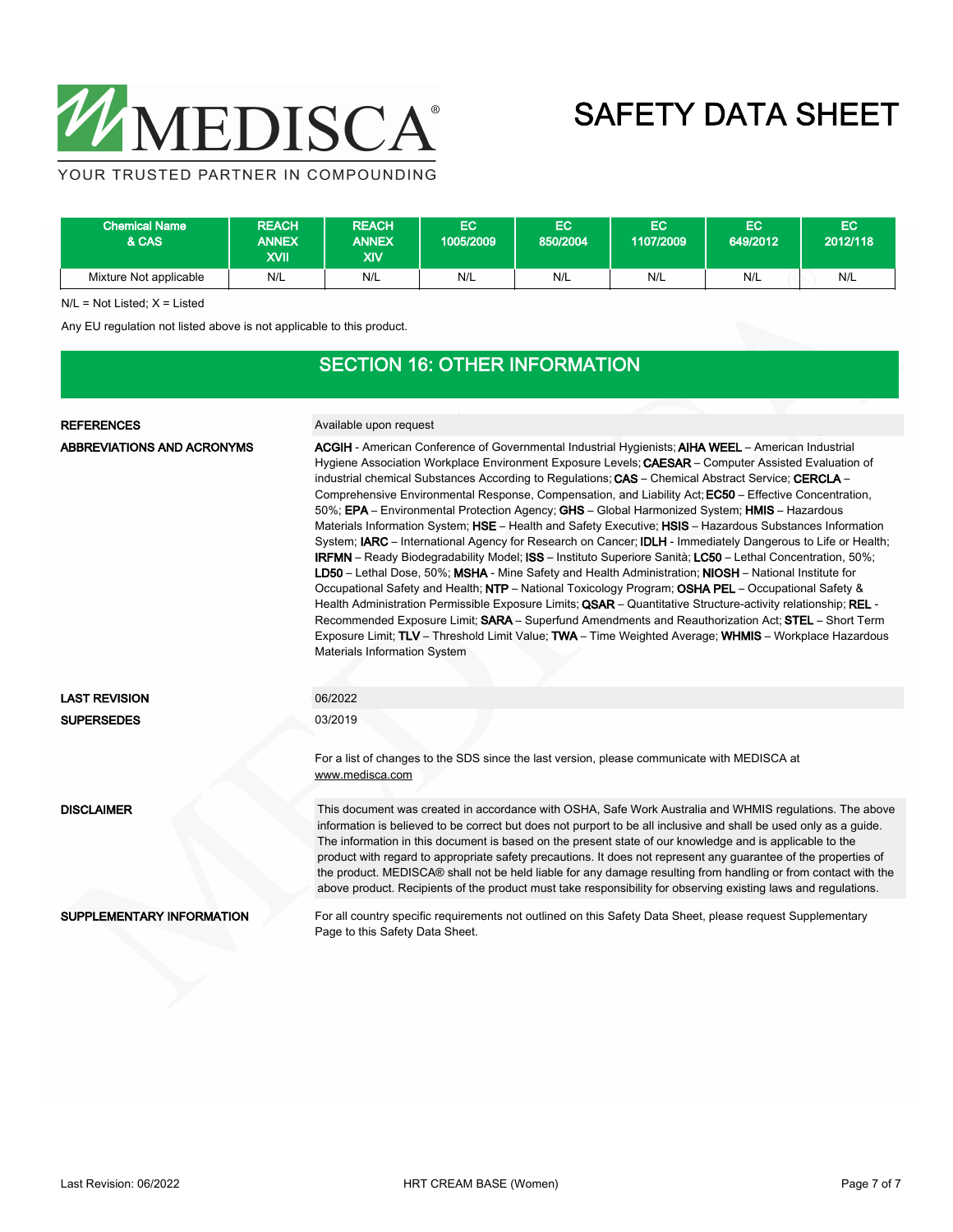| Chemical Name & CAS | REACH ANNEX XVII | REACH ANNEX XIV | EC 1005/2009 | EC 850/2004 | EC 1107/2009 | EC 649/2012 | EC 2012/118 |
|---|---|---|---|---|---|---|---|
| Mixture Not applicable | N/L | N/L | N/L | N/L | N/L | N/L | N/L |

N/L = Not Listed; X = Listed

Any EU regulation not listed above is not applicable to this product.

## SECTION 16: OTHER INFORMATION

**REFERENCES**

Available upon request

**ABBREVIATIONS AND ACRONYMS**

**ACGIH** - American Conference of Governmental Industrial Hygienists; **AIHA WEEL** – American Industrial Hygiene Association Workplace Environment Exposure Levels; **CAESAR** – Computer Assisted Evaluation of industrial chemical Substances According to Regulations; **CAS** – Chemical Abstract Service; **CERCLA** – Comprehensive Environmental Response, Compensation, and Liability Act; **EC50** – Effective Concentration, 50%; **EPA** – Environmental Protection Agency; **GHS** – Global Harmonized System; **HMIS** – Hazardous Materials Information System; **HSE** – Health and Safety Executive; **HSIS** – Hazardous Substances Information System; **IARC** – International Agency for Research on Cancer; **IDLH** - Immediately Dangerous to Life or Health; **IRFMN** – Ready Biodegradability Model; **ISS** – Instituto Superiore Sanità; **LC50** – Lethal Concentration, 50%; **LD50** – Lethal Dose, 50%; **MSHA** - Mine Safety and Health Administration; **NIOSH** – National Institute for Occupational Safety and Health; **NTP** – National Toxicology Program; **OSHA PEL** – Occupational Safety & Health Administration Permissible Exposure Limits; **QSAR** – Quantitative Structure-activity relationship; **REL** - Recommended Exposure Limit; **SARA** – Superfund Amendments and Reauthorization Act; **STEL** – Short Term Exposure Limit; **TLV** – Threshold Limit Value; **TWA** – Time Weighted Average; **WHMIS** – Workplace Hazardous Materials Information System

**LAST REVISION**

06/2022

**SUPERSEDES**

03/2019

For a list of changes to the SDS since the last version, please communicate with MEDISCA at www.medisca.com

**DISCLAIMER**

This document was created in accordance with OSHA, Safe Work Australia and WHMIS regulations. The above information is believed to be correct but does not purport to be all inclusive and shall be used only as a guide. The information in this document is based on the present state of our knowledge and is applicable to the product with regard to appropriate safety precautions. It does not represent any guarantee of the properties of the product. MEDISCA® shall not be held liable for any damage resulting from handling or from contact with the above product. Recipients of the product must take responsibility for observing existing laws and regulations.

**SUPPLEMENTARY INFORMATION**

For all country specific requirements not outlined on this Safety Data Sheet, please request Supplementary Page to this Safety Data Sheet.